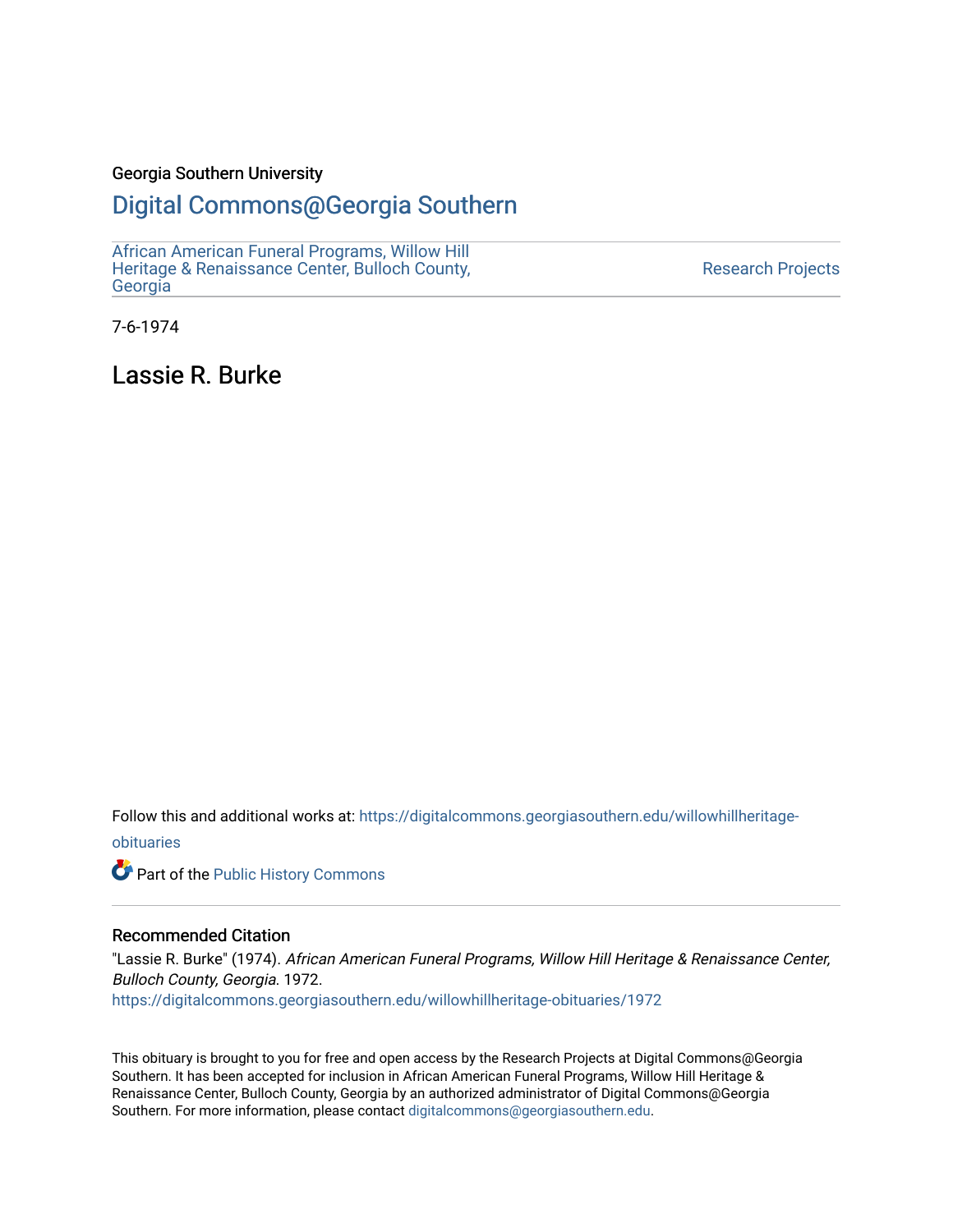Georgia Southern University

# Digital Commons@Georgia Southern

African American Funeral Programs, Willow Hill Heritage & Renaissance Center, Bulloch County, Georgia

Research Projects

7-6-1974

## Lassie R. Burke

Follow this and additional works at: https://digitalcommons.georgiasouthern.edu/willowhillheritage-obituaries

Part of the Public History Commons

### Recommended Citation

"Lassie R. Burke" (1974). *African American Funeral Programs, Willow Hill Heritage & Renaissance Center, Bulloch County, Georgia*. 1972.
https://digitalcommons.georgiasouthern.edu/willowhillheritage-obituaries/1972

This obituary is brought to you for free and open access by the Research Projects at Digital Commons@Georgia Southern. It has been accepted for inclusion in African American Funeral Programs, Willow Hill Heritage & Renaissance Center, Bulloch County, Georgia by an authorized administrator of Digital Commons@Georgia Southern. For more information, please contact digitalcommons@georgiasouthern.edu.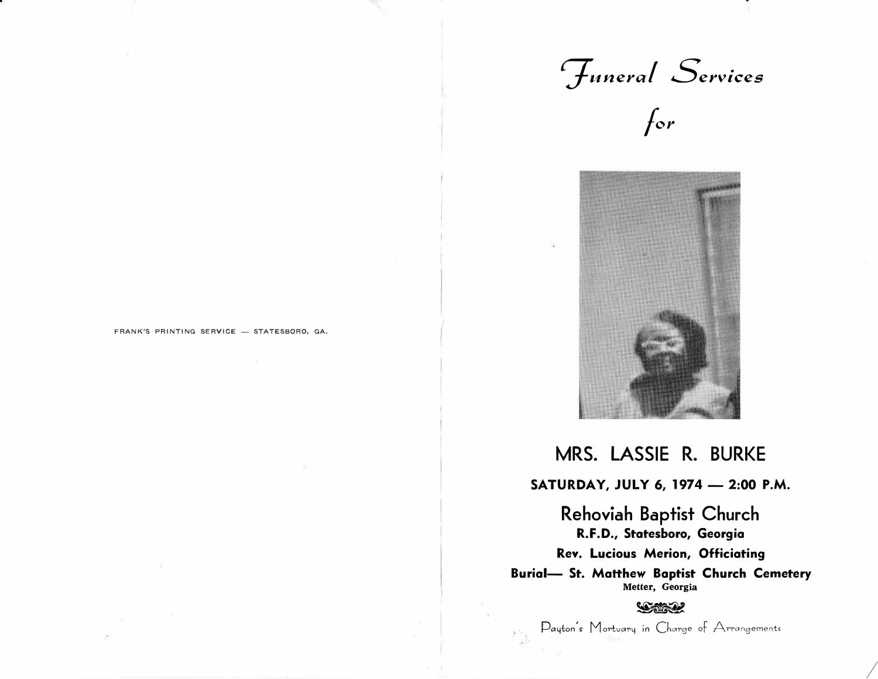FRANK'S PRINTING SERVICE — STATESBORO, GA.

# *Funeral Services*

*for*

## MRS. LASSIE R. BURKE

**SATURDAY, JULY 6, 1974 — 2:00 P.M.**

### Rehoviah Baptist Church

**R.F.D., Statesboro, Georgia**

**Rev. Lucious Merion, Officiating**

**Burial— St. Matthew Baptist Church Cemetery**
**Metter, Georgia**

Payton's Mortuary in Charge of Arrangements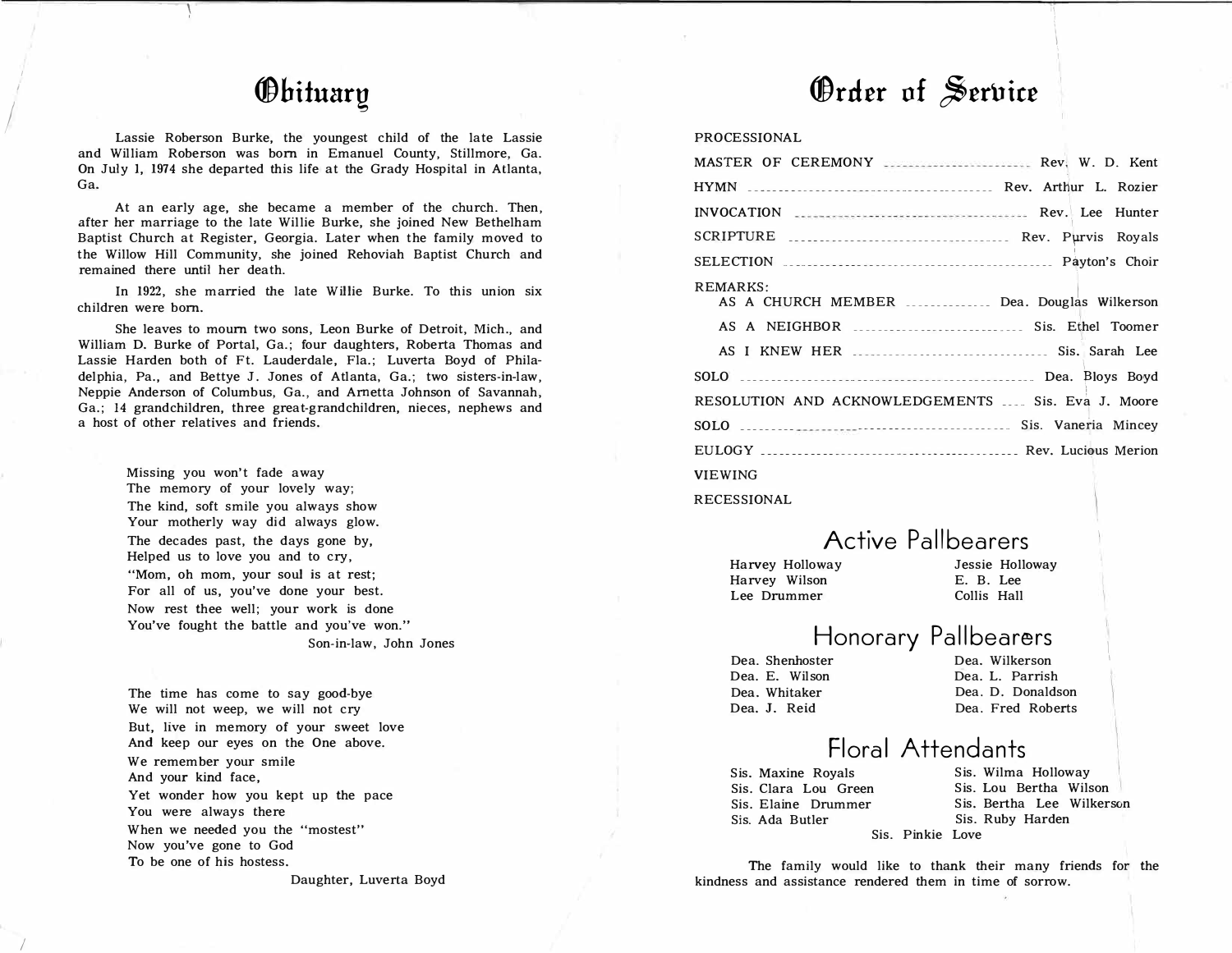# Obituary

Lassie Roberson Burke, the youngest child of the late Lassie and William Roberson was born in Emanuel County, Stillmore, Ga. On July 1, 1974 she departed this life at the Grady Hospital in Atlanta, Ga.

At an early age, she became a member of the church. Then, after her marriage to the late Willie Burke, she joined New Bethelham Baptist Church at Register, Georgia. Later when the family moved to the Willow Hill Community, she joined Rehoviah Baptist Church and remained there until her death.

In 1922, she married the late Willie Burke. To this union six children were born.

She leaves to mourn two sons, Leon Burke of Detroit, Mich., and William D. Burke of Portal, Ga.; four daughters, Roberta Thomas and Lassie Harden both of Ft. Lauderdale, Fla.; Luverta Boyd of Philadelphia, Pa., and Bettye J. Jones of Atlanta, Ga.; two sisters-in-law, Neppie Anderson of Columbus, Ga., and Arnetta Johnson of Savannah, Ga.; 14 grandchildren, three great-grandchildren, nieces, nephews and a host of other relatives and friends.

Missing you won't fade away  
The memory of your lovely way;  
The kind, soft smile you always show  
Your motherly way did always glow.  
The decades past, the days gone by,  
Helped us to love you and to cry,  
"Mom, oh mom, your soul is at rest;  
For all of us, you've done your best.  
Now rest thee well; your work is done  
You've fought the battle and you've won."

Son-in-law, John Jones

The time has come to say good-bye  
We will not weep, we will not cry  
But, live in memory of your sweet love  
And keep our eyes on the One above.  
We remember your smile  
And your kind face,  
Yet wonder how you kept up the pace  
You were always there  
When we needed you the "mostest"  
Now you've gone to God  
To be one of his hostess.

Daughter, Luverta Boyd

# Order of Service

PROCESSIONAL

MASTER OF CEREMONY .................... Rev. W. D. Kent

HYMN .................... Rev. Arthur L. Rozier

INVOCATION .................... Rev. Lee Hunter

SCRIPTURE .................... Rev. Purvis Royals

SELECTION .................... Payton's Choir

REMARKS:

- AS A CHURCH MEMBER .................... Dea. Douglas Wilkerson
- AS A NEIGHBOR .................... Sis. Ethel Toomer
- AS I KNEW HER .................... Sis. Sarah Lee

SOLO .................... Dea. Bloys Boyd

RESOLUTION AND ACKNOWLEDGEMENTS .... Sis. Eva J. Moore

SOLO .................... Sis. Vaneria Mincey

EULOGY .................... Rev. Lucious Merion

VIEWING

RECESSIONAL

## Active Pallbearers

| | |
|---|---|
| Harvey Holloway | Jessie Holloway |
| Harvey Wilson | E. B. Lee |
| Lee Drummer | Collis Hall |

## Honorary Pallbearers

| | |
|---|---|
| Dea. Shenhoster | Dea. Wilkerson |
| Dea. E. Wilson | Dea. L. Parrish |
| Dea. Whitaker | Dea. D. Donaldson |
| Dea. J. Reid | Dea. Fred Roberts |

## Floral Attendants

| | |
|---|---|
| Sis. Maxine Royals | Sis. Wilma Holloway |
| Sis. Clara Lou Green | Sis. Lou Bertha Wilson |
| Sis. Elaine Drummer | Sis. Bertha Lee Wilkerson |
| Sis. Ada Butler | Sis. Ruby Harden |

Sis. Pinkie Love

The family would like to thank their many friends for the kindness and assistance rendered them in time of sorrow.